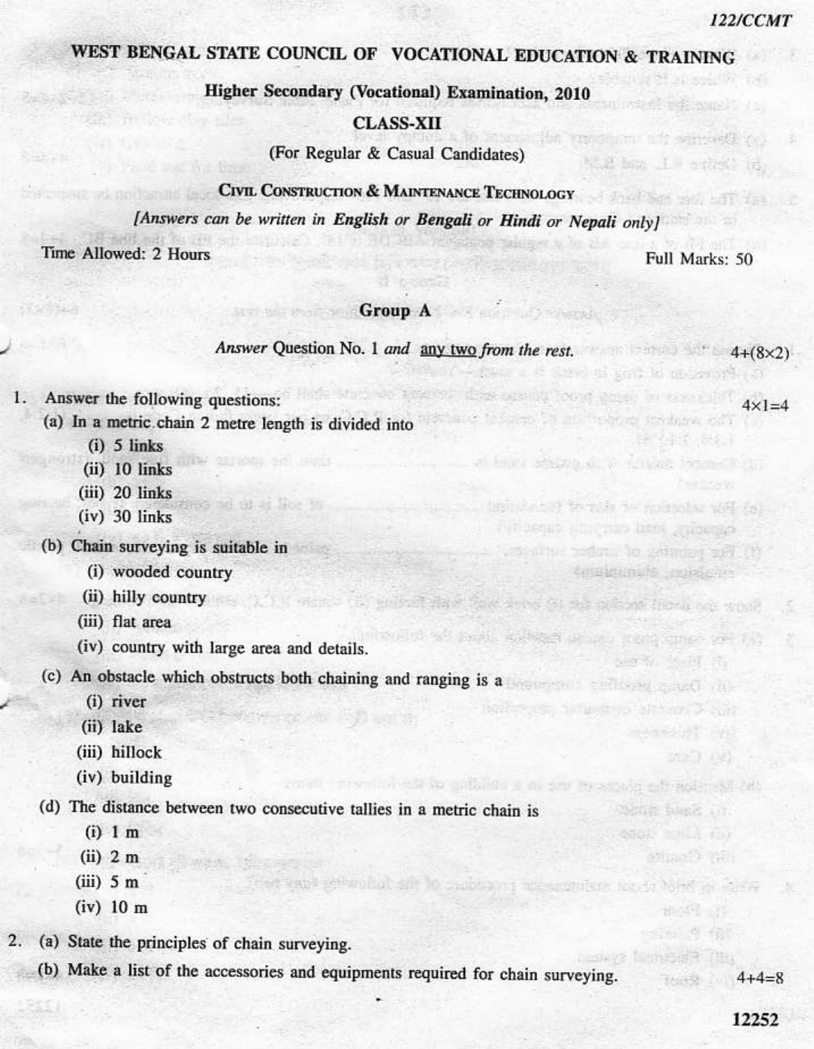122/CCMT

# WEST BENGAL STATE COUNCIL OF VOCATIONAL EDUCATION & TRAINING

## Higher Secondary (Vocational) Examination, 2010

## CLASS-XII

(For Regular & Casual Candidates)

### CIVIL CONSTRUCTION & MAINTENANCE TECHNOLOGY

*[Answers can be written in **English** or **Bengali** or **Hindi** or **Nepali only**]*

Time Allowed: 2 Hours | Full Marks: 50

### Group A

*Answer* Question No. 1 *and* any two *from the rest.* 4+(8×2)

1. Answer the following questions: 4×1=4

   (a) In a metric chain 2 metre length is divided into
   - (i) 5 links
   - (ii) 10 links
   - (iii) 20 links
   - (iv) 30 links

   (b) Chain surveying is suitable in
   - (i) wooded country
   - (ii) hilly country
   - (iii) flat area
   - (iv) country with large area and details.

   (c) An obstacle which obstructs both chaining and ranging is a
   - (i) river
   - (ii) lake
   - (iii) hillock
   - (iv) building

   (d) The distance between two consecutive tallies in a metric chain is
   - (i) 1 m
   - (ii) 2 m
   - (iii) 5 m
   - (iv) 10 m

2. (a) State the principles of chain surveying.

   (b) Make a list of the accessories and equipments required for chain surveying. 4+4=8

12252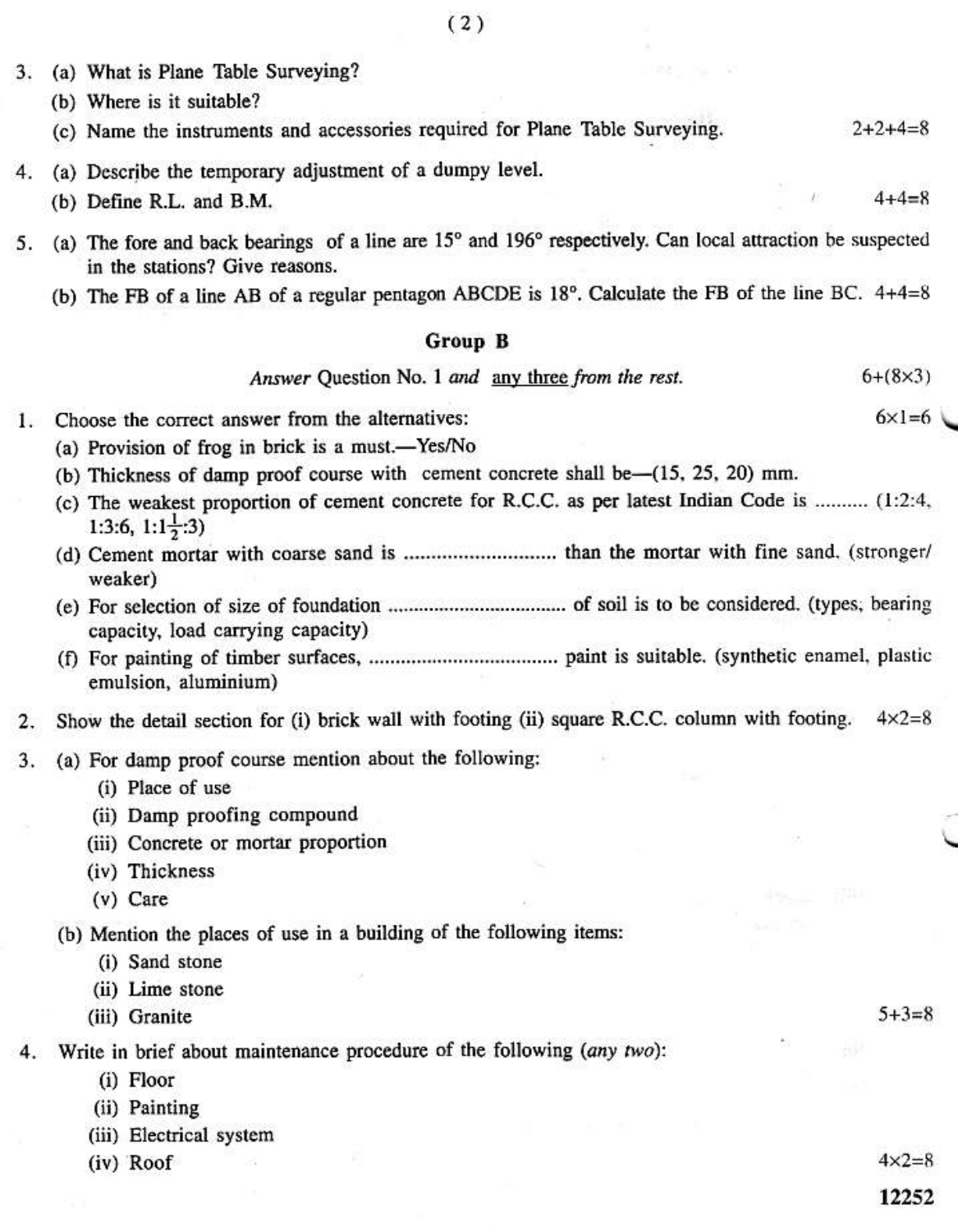3. (a) What is Plane Table Surveying?

   (b) Where is it suitable?

   (c) Name the instruments and accessories required for Plane Table Surveying. 2+2+4=8

4. (a) Describe the temporary adjustment of a dumpy level.

   (b) Define R.L. and B.M. 4+4=8

5. (a) The fore and back bearings of a line are 15° and 196° respectively. Can local attraction be suspected in the stations? Give reasons.

   (b) The FB of a line AB of a regular pentagon ABCDE is 18°. Calculate the FB of the line BC. 4+4=8

## Group B

*Answer* Question No. 1 *and* any three *from the rest.* 6+(8×3)

1. Choose the correct answer from the alternatives: 6×1=6

   (a) Provision of frog in brick is a must.—Yes/No

   (b) Thickness of damp proof course with cement concrete shall be—(15, 25, 20) mm.

   (c) The weakest proportion of cement concrete for R.C.C. as per latest Indian Code is .......... (1:2:4, 1:3:6, $1:1\frac{1}{2}:3$)

   (d) Cement mortar with coarse sand is ........................... than the mortar with fine sand. (stronger/ weaker)

   (e) For selection of size of foundation ................................ of soil is to be considered. (types, bearing capacity, load carrying capacity)

   (f) For painting of timber surfaces, .................................. paint is suitable. (synthetic enamel, plastic emulsion, aluminium)

2. Show the detail section for (i) brick wall with footing (ii) square R.C.C. column with footing. 4×2=8

3. (a) For damp proof course mention about the following:

   (i) Place of use

   (ii) Damp proofing compound

   (iii) Concrete or mortar proportion

   (iv) Thickness

   (v) Care

   (b) Mention the places of use in a building of the following items:

   (i) Sand stone

   (ii) Lime stone

   (iii) Granite 5+3=8

4. Write in brief about maintenance procedure of the following (*any two*):

   (i) Floor

   (ii) Painting

   (iii) Electrical system

   (iv) Roof 4×2=8

12252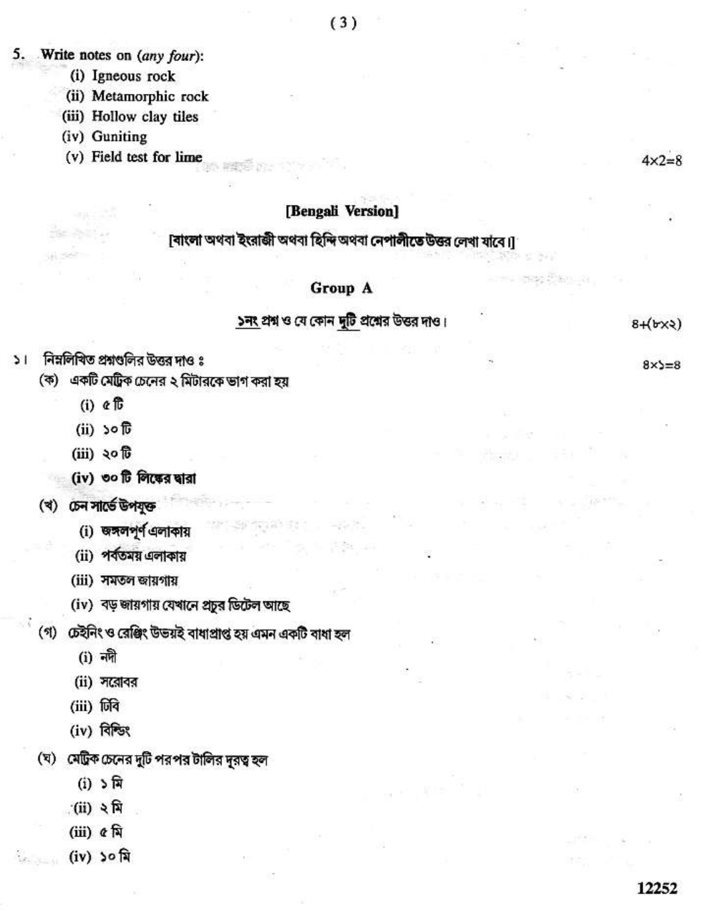5. Write notes on (*any four*):

   (i) Igneous rock

   (ii) Metamorphic rock

   (iii) Hollow clay tiles

   (iv) Guniting

   (v) Field test for lime

$4 \times 2 = 8$

## [Bengali Version]

[বাংলা অথবা ইংরাজী অথবা হিন্দি অথবা নেপালীতে উত্তর লেখা যাবে।]

### Group A

<u>১নং</u> প্রশ্ন ও যে কোন <u>দুটি</u> প্রশ্নের উত্তর দাও। ৪+(৮×২)

১। নিম্নলিখিত প্রশ্নগুলির উত্তর দাও ঃ ৪×১=৪

(ক) একটি মেট্রিক চেনের ২ মিটারকে ভাগ করা হয়

   (i) ৫ টি

   (ii) ১০ টি

   (iii) ২০ টি

   (iv) ৩০ টি লিঙ্কের দ্বারা

(খ) চেন সার্ভে উপযুক্ত

   (i) জঙ্গলপূর্ণ এলাকায়

   (ii) পর্বতময় এলাকায়

   (iii) সমতল জায়গায়

   (iv) বড় জায়গায় যেখানে প্রচুর ডিটেল আছে

(গ) চেইনিং ও রেঞ্জিং উভয়ই বাধাপ্রাপ্ত হয় এমন একটি বাধা হল

   (i) নদী

   (ii) সরোবর

   (iii) ঢিবি

   (iv) বিল্ডিং

(ঘ) মেট্রিক চেনের দুটি পরপর টালির দূরত্ব হল

   (i) ১ মি

   (ii) ২ মি

   (iii) ৫ মি

   (iv) ১০ মি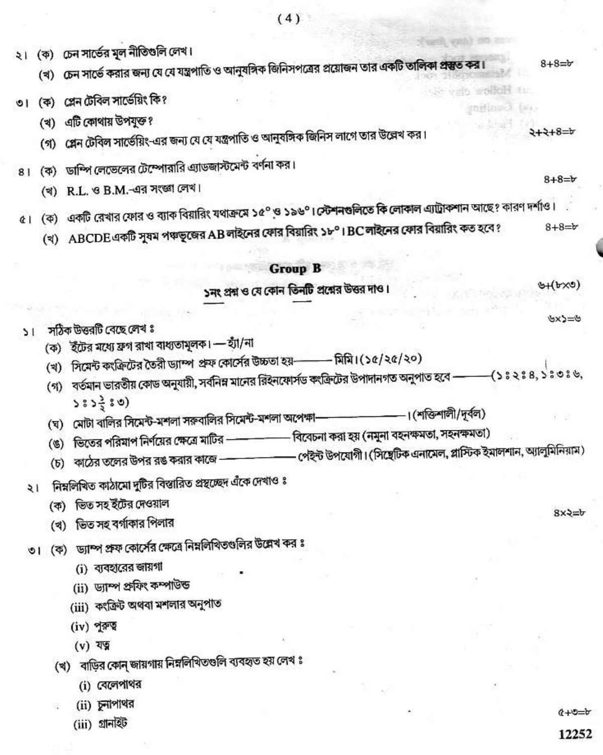২। (ক) চেন সার্ভের মূল নীতিগুলি লেখ।

(খ) চেন সার্ভে করার জন্য যে যে যন্ত্রপাতি ও আনুষঙ্গিক জিনিসপত্রের প্রয়োজন তার একটি তালিকা প্রস্তুত কর। ৪+৪=৮

৩। (ক) প্লেন টেবিল সার্ভেয়িং কি?

(খ) এটি কোথায় উপযুক্ত?

(গ) প্লেন টেবিল সার্ভেয়িং-এর জন্য যে যে যন্ত্রপাতি ও আনুষঙ্গিক জিনিস লাগে তার উল্লেখ কর। ২+২+৪=৮

৪। (ক) ডাম্পি লেভেলের টেম্পোরারি এ্যাডজাস্টমেন্ট বর্ণনা কর।

(খ) R.L. ও B.M.-এর সংজ্ঞা লেখ। ৪+৪=৮

৫। (ক) একটি রেখার ফোর ও ব্যাক বিয়ারিং যথাক্রমে ১৫° ও ১৯৬°। স্টেশনগুলিতে কি লোকাল এ্যাট্রাকশান আছে? কারণ দর্শাও।

(খ) ABCDE একটি সুষম পঞ্চভুজের AB লাইনের ফোর বিয়ারিং ১৮°। BC লাইনের ফোর বিয়ারিং কত হবে? ৪+৪=৮

## Group B

**১নং প্রশ্ন ও যে কোন তিনটি প্রশ্নের উত্তর দাও।** ৬+(৮×৩)

১। সঠিক উত্তরটি বেছে লেখ ঃ ৬×১=৬

(ক) ইঁটের মধ্যে ফ্রগ রাখা বাধ্যতামূলক। — হ্যাঁ/না

(খ) সিমেন্ট কংক্রিটের তৈরী ড্যাম্প প্রুফ কোর্সের উচ্চতা হয়——— মিমি। (১৫/২৫/২০)

(গ) বর্তমান ভারতীয় কোড অনুযায়ী, সর্বনিম্ন মানের রিইনফোর্সড কংক্রিটের উপাদানগত অনুপাত হবে ———(১ঃ২ঃ৪, ১ঃ৩ঃ৬, ১ঃ১$\frac{১}{২}$ঃ৩)

(ঘ) মোটা বালির সিমেন্ট-মশলা সরুবালির সিমেন্ট-মশলা অপেক্ষা———————। (শক্তিশালী/দুর্বল)

(ঙ) ভিতের পরিমাপ নির্ণয়ের ক্ষেত্রে মাটির ——————— বিবেচনা করা হয় (নমুনা বহনক্ষমতা, সহনক্ষমতা)

(চ) কাঠের তলের উপর রঙ করার কাজে ——————— পেইন্ট উপযোগী। (সিন্থেটিক এনামেল, প্লাস্টিক ইমালশান, অ্যালুমিনিয়াম)

২। নিম্নলিখিত কাঠামো দুটির বিস্তারিত প্রস্থচ্ছেদ এঁকে দেখাও ঃ ৪×২=৮

(ক) ভিত সহ ইঁটের দেওয়াল

(খ) ভিত সহ বর্গাকার পিলার

৩। (ক) ড্যাম্প প্রুফ কোর্সের ক্ষেত্রে নিম্নলিখিতগুলির উল্লেখ কর ঃ

(i) ব্যবহারের জায়গা

(ii) ড্যাম্প প্রুফিং কম্পাউন্ড

(iii) কংক্রিট অথবা মশলার অনুপাত

(iv) পুরুত্ব

(v) যত্ন

(খ) বাড়ির কোন্ জায়গায় নিম্নলিখিতগুলি ব্যবহৃত হয় লেখ ঃ

(i) বেলেপাথর

(ii) চুনাপাথর

(iii) গ্রানাইট

৫+৩=৮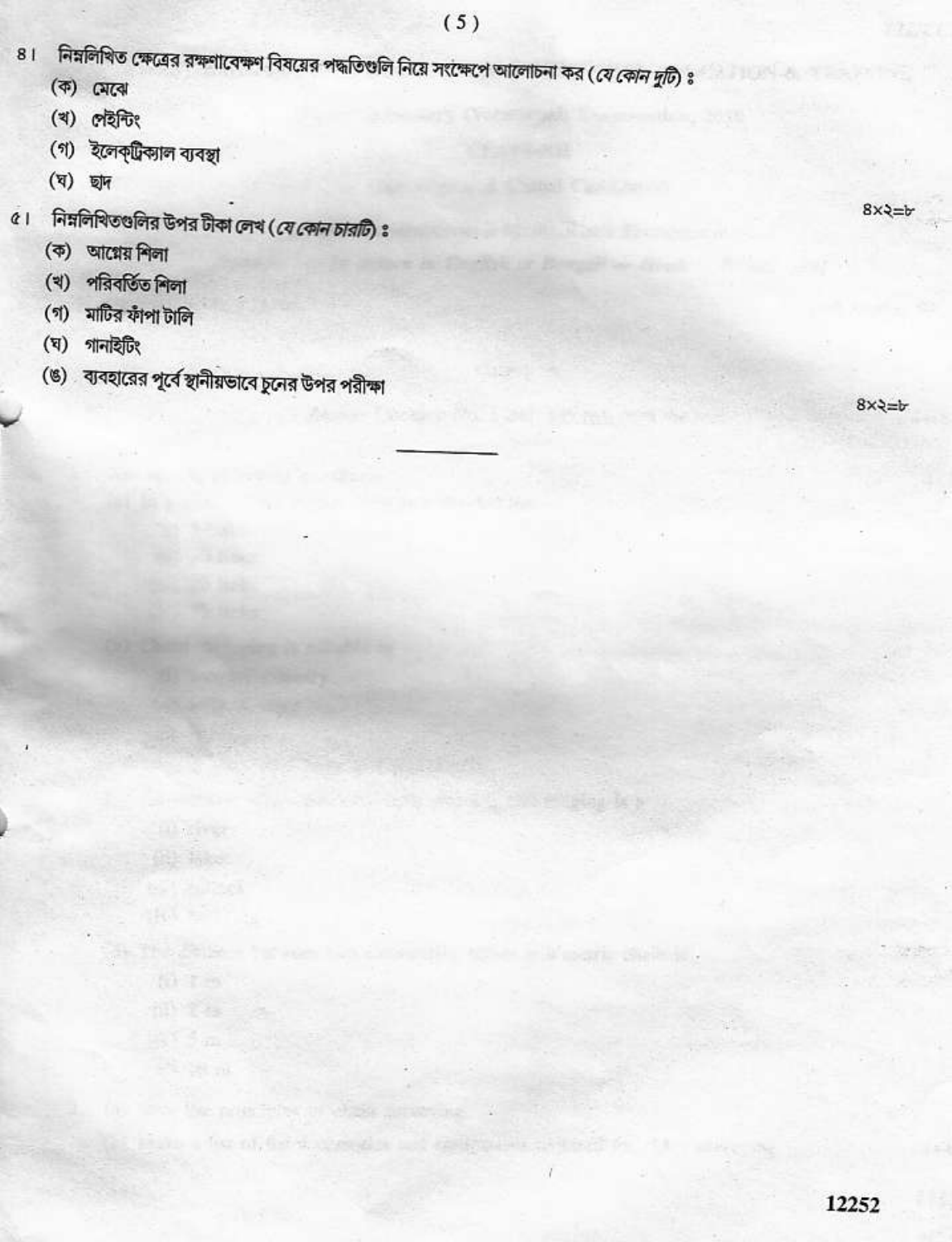৪। নিম্নলিখিত ক্ষেত্রের রক্ষণাবেক্ষণ বিষয়ের পদ্ধতিগুলি নিয়ে সংক্ষেপে আলোচনা কর (*যে কোন দুটি*) ঃ

(ক) মেঝে

(খ) পেইন্টিং

(গ) ইলেক্ট্রিক্যাল ব্যবস্থা

(ঘ) ছাদ

৪×২=৮

৫। নিম্নলিখিতগুলির উপর টীকা লেখ (*যে কোন চারটি*) ঃ

(ক) আগ্নেয় শিলা

(খ) পরিবর্তিত শিলা

(গ) মাটির ফাঁপা টালি

(ঘ) গানাইটিং

(ঙ) ব্যবহারের পূর্বে স্থানীয়ভাবে চুনের উপর পরীক্ষা

৪×২=৮

---

12252